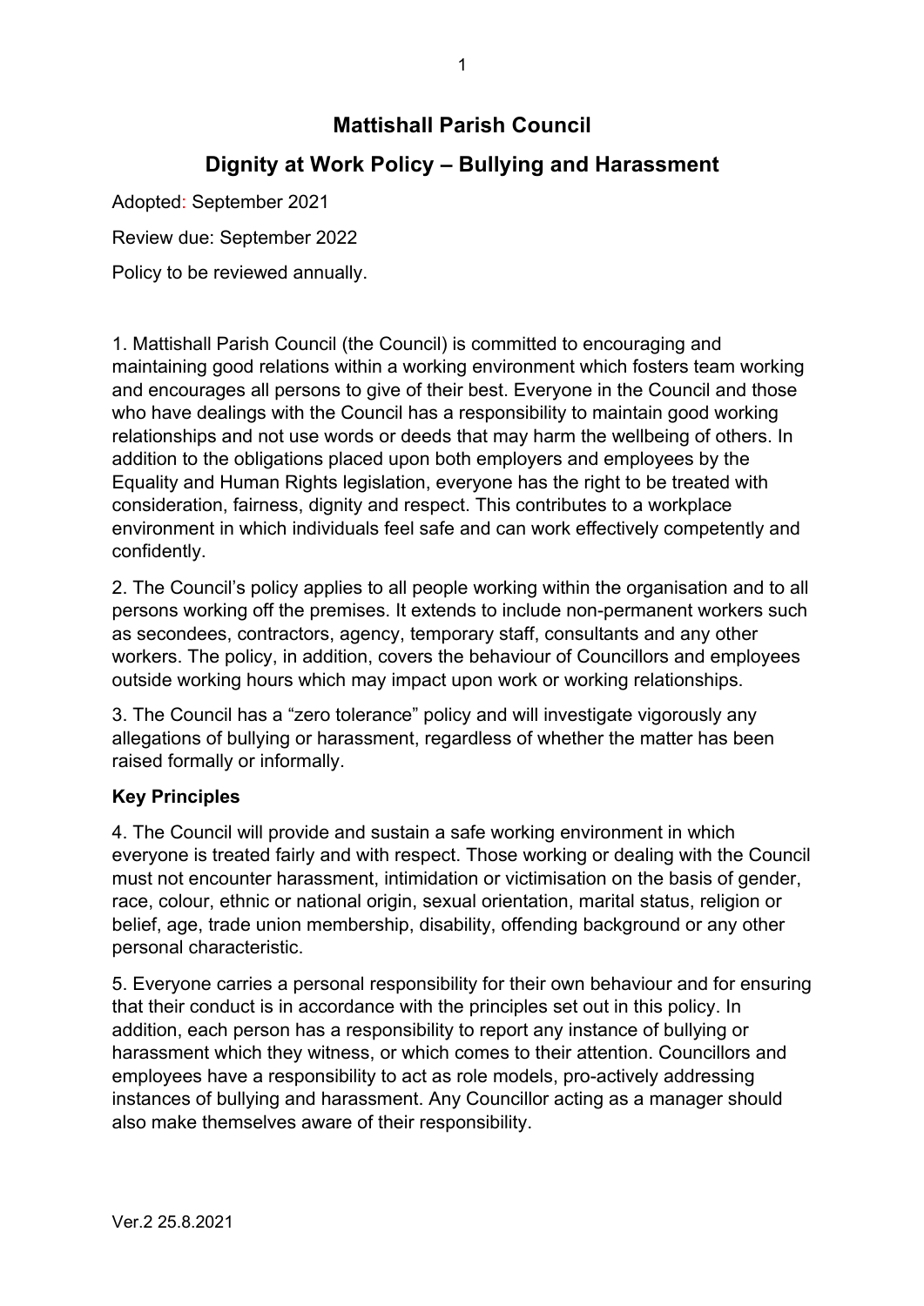# Mattishall Parish Council

## Dignity at Work Policy – Bullying and Harassment

Adopted: September 2021

Review due: September 2022

Policy to be reviewed annually.

1. Mattishall Parish Council (the Council) is committed to encouraging and maintaining good relations within a working environment which fosters team working and encourages all persons to give of their best. Everyone in the Council and those who have dealings with the Council has a responsibility to maintain good working relationships and not use words or deeds that may harm the wellbeing of others. In addition to the obligations placed upon both employers and employees by the Equality and Human Rights legislation, everyone has the right to be treated with consideration, fairness, dignity and respect. This contributes to a workplace environment in which individuals feel safe and can work effectively competently and confidently.

2. The Council's policy applies to all people working within the organisation and to all persons working off the premises. It extends to include non-permanent workers such as secondees, contractors, agency, temporary staff, consultants and any other workers. The policy, in addition, covers the behaviour of Councillors and employees outside working hours which may impact upon work or working relationships.

3. The Council has a "zero tolerance" policy and will investigate vigorously any allegations of bullying or harassment, regardless of whether the matter has been raised formally or informally.

**Key Principles**

4. The Council will provide and sustain a safe working environment in which everyone is treated fairly and with respect. Those working or dealing with the Council must not encounter harassment, intimidation or victimisation on the basis of gender, race, colour, ethnic or national origin, sexual orientation, marital status, religion or belief, age, trade union membership, disability, offending background or any other personal characteristic.

5. Everyone carries a personal responsibility for their own behaviour and for ensuring that their conduct is in accordance with the principles set out in this policy. In addition, each person has a responsibility to report any instance of bullying or harassment which they witness, or which comes to their attention. Councillors and employees have a responsibility to act as role models, pro-actively addressing instances of bullying and harassment. Any Councillor acting as a manager should also make themselves aware of their responsibility.

Ver.2 25.8.2021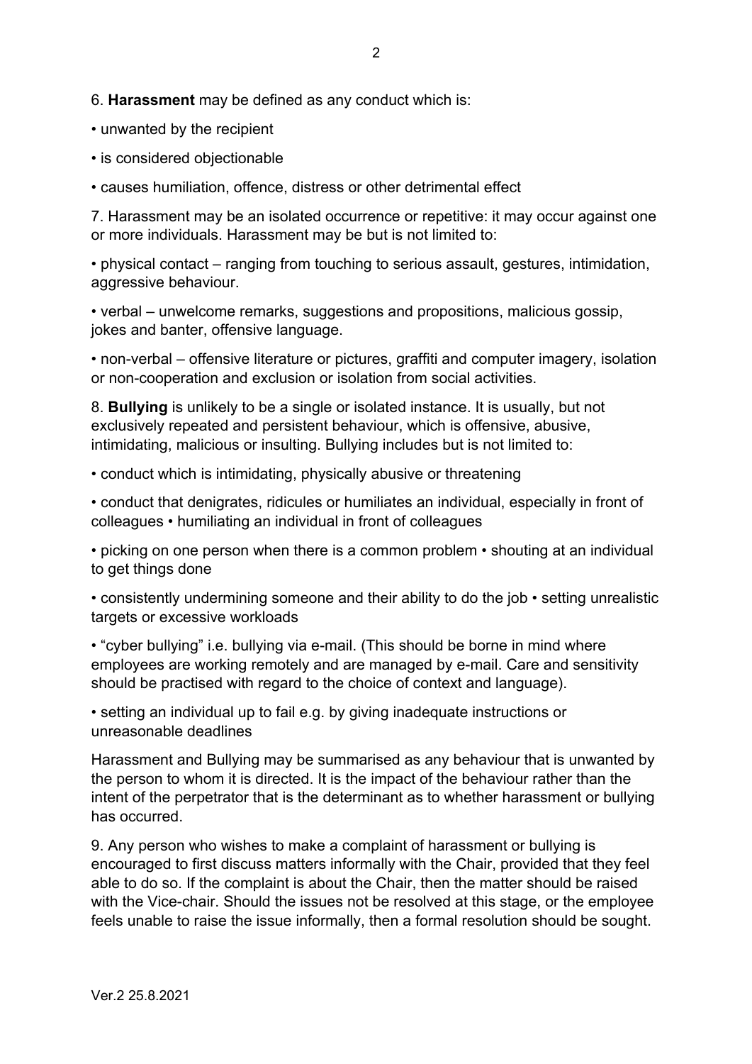6. **Harassment** may be defined as any conduct which is:

- unwanted by the recipient
- is considered objectionable
- causes humiliation, offence, distress or other detrimental effect

7. Harassment may be an isolated occurrence or repetitive: it may occur against one or more individuals. Harassment may be but is not limited to:

- physical contact – ranging from touching to serious assault, gestures, intimidation, aggressive behaviour.
- verbal – unwelcome remarks, suggestions and propositions, malicious gossip, jokes and banter, offensive language.
- non-verbal – offensive literature or pictures, graffiti and computer imagery, isolation or non-cooperation and exclusion or isolation from social activities.

8. **Bullying** is unlikely to be a single or isolated instance. It is usually, but not exclusively repeated and persistent behaviour, which is offensive, abusive, intimidating, malicious or insulting. Bullying includes but is not limited to:

- conduct which is intimidating, physically abusive or threatening
- conduct that denigrates, ridicules or humiliates an individual, especially in front of colleagues • humiliating an individual in front of colleagues
- picking on one person when there is a common problem • shouting at an individual to get things done
- consistently undermining someone and their ability to do the job • setting unrealistic targets or excessive workloads
- "cyber bullying" i.e. bullying via e-mail. (This should be borne in mind where employees are working remotely and are managed by e-mail. Care and sensitivity should be practised with regard to the choice of context and language).
- setting an individual up to fail e.g. by giving inadequate instructions or unreasonable deadlines

Harassment and Bullying may be summarised as any behaviour that is unwanted by the person to whom it is directed. It is the impact of the behaviour rather than the intent of the perpetrator that is the determinant as to whether harassment or bullying has occurred.

9. Any person who wishes to make a complaint of harassment or bullying is encouraged to first discuss matters informally with the Chair, provided that they feel able to do so. If the complaint is about the Chair, then the matter should be raised with the Vice-chair. Should the issues not be resolved at this stage, or the employee feels unable to raise the issue informally, then a formal resolution should be sought.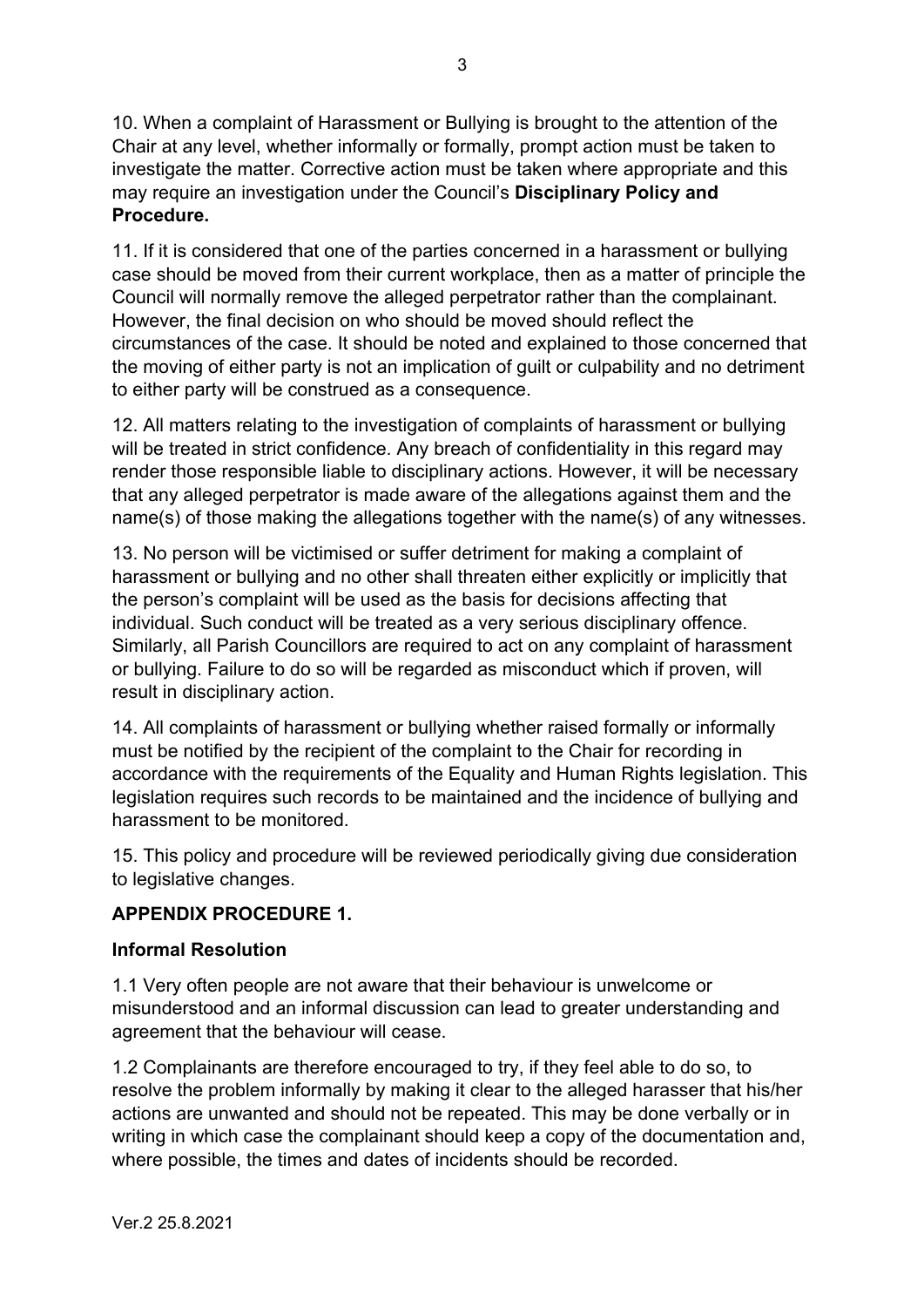10. When a complaint of Harassment or Bullying is brought to the attention of the Chair at any level, whether informally or formally, prompt action must be taken to investigate the matter. Corrective action must be taken where appropriate and this may require an investigation under the Council's **Disciplinary Policy and Procedure.**

11. If it is considered that one of the parties concerned in a harassment or bullying case should be moved from their current workplace, then as a matter of principle the Council will normally remove the alleged perpetrator rather than the complainant. However, the final decision on who should be moved should reflect the circumstances of the case. It should be noted and explained to those concerned that the moving of either party is not an implication of guilt or culpability and no detriment to either party will be construed as a consequence.

12. All matters relating to the investigation of complaints of harassment or bullying will be treated in strict confidence. Any breach of confidentiality in this regard may render those responsible liable to disciplinary actions. However, it will be necessary that any alleged perpetrator is made aware of the allegations against them and the name(s) of those making the allegations together with the name(s) of any witnesses.

13. No person will be victimised or suffer detriment for making a complaint of harassment or bullying and no other shall threaten either explicitly or implicitly that the person's complaint will be used as the basis for decisions affecting that individual. Such conduct will be treated as a very serious disciplinary offence. Similarly, all Parish Councillors are required to act on any complaint of harassment or bullying. Failure to do so will be regarded as misconduct which if proven, will result in disciplinary action.

14. All complaints of harassment or bullying whether raised formally or informally must be notified by the recipient of the complaint to the Chair for recording in accordance with the requirements of the Equality and Human Rights legislation. This legislation requires such records to be maintained and the incidence of bullying and harassment to be monitored.

15. This policy and procedure will be reviewed periodically giving due consideration to legislative changes.

## APPENDIX PROCEDURE 1.

### Informal Resolution

1.1 Very often people are not aware that their behaviour is unwelcome or misunderstood and an informal discussion can lead to greater understanding and agreement that the behaviour will cease.

1.2 Complainants are therefore encouraged to try, if they feel able to do so, to resolve the problem informally by making it clear to the alleged harasser that his/her actions are unwanted and should not be repeated. This may be done verbally or in writing in which case the complainant should keep a copy of the documentation and, where possible, the times and dates of incidents should be recorded.

Ver.2 25.8.2021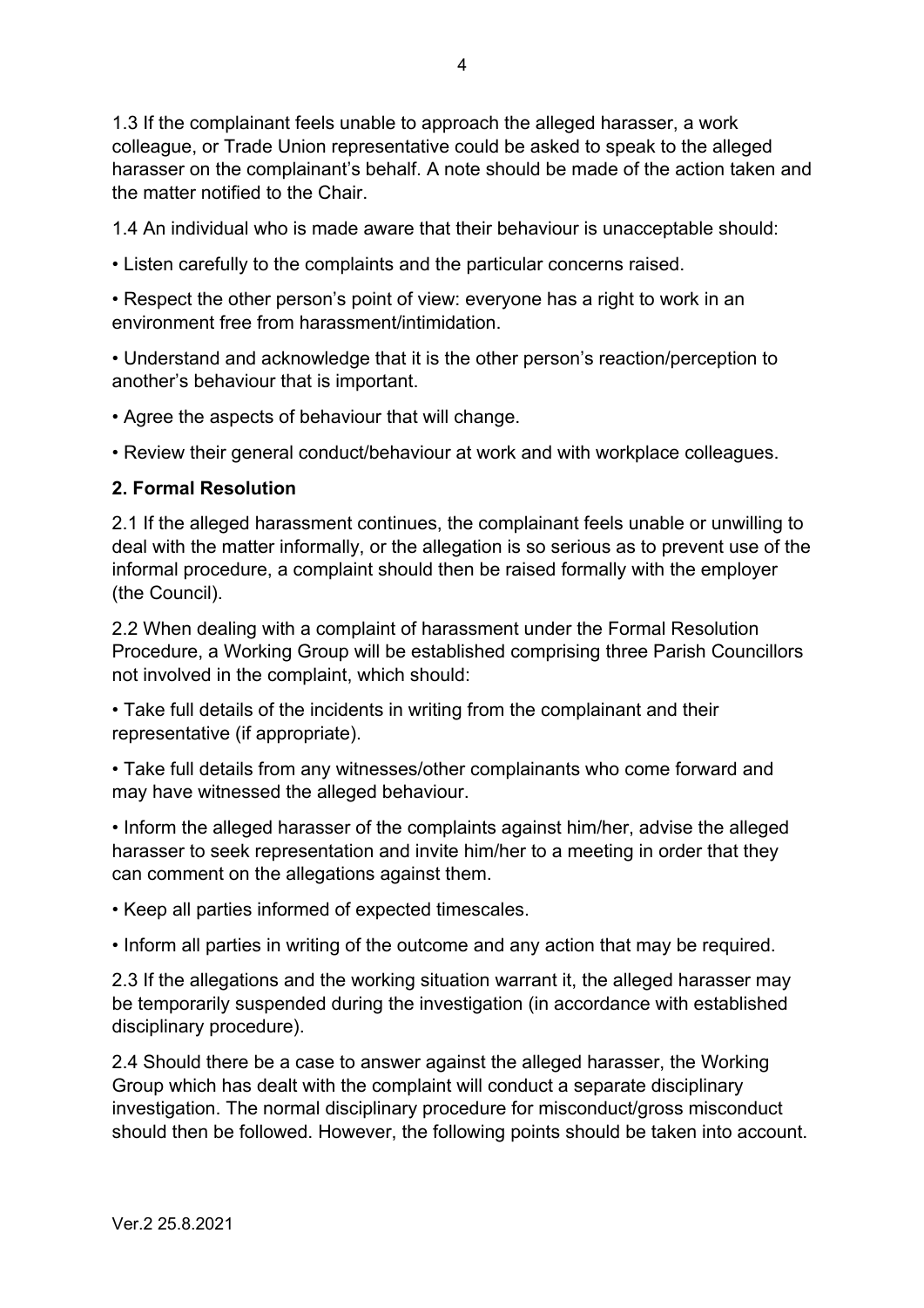1.3 If the complainant feels unable to approach the alleged harasser, a work colleague, or Trade Union representative could be asked to speak to the alleged harasser on the complainant's behalf. A note should be made of the action taken and the matter notified to the Chair.

1.4 An individual who is made aware that their behaviour is unacceptable should:

- Listen carefully to the complaints and the particular concerns raised.
- Respect the other person's point of view: everyone has a right to work in an environment free from harassment/intimidation.
- Understand and acknowledge that it is the other person's reaction/perception to another's behaviour that is important.
- Agree the aspects of behaviour that will change.
- Review their general conduct/behaviour at work and with workplace colleagues.

**2. Formal Resolution**

2.1 If the alleged harassment continues, the complainant feels unable or unwilling to deal with the matter informally, or the allegation is so serious as to prevent use of the informal procedure, a complaint should then be raised formally with the employer (the Council).

2.2 When dealing with a complaint of harassment under the Formal Resolution Procedure, a Working Group will be established comprising three Parish Councillors not involved in the complaint, which should:

- Take full details of the incidents in writing from the complainant and their representative (if appropriate).
- Take full details from any witnesses/other complainants who come forward and may have witnessed the alleged behaviour.
- Inform the alleged harasser of the complaints against him/her, advise the alleged harasser to seek representation and invite him/her to a meeting in order that they can comment on the allegations against them.
- Keep all parties informed of expected timescales.
- Inform all parties in writing of the outcome and any action that may be required.

2.3 If the allegations and the working situation warrant it, the alleged harasser may be temporarily suspended during the investigation (in accordance with established disciplinary procedure).

2.4 Should there be a case to answer against the alleged harasser, the Working Group which has dealt with the complaint will conduct a separate disciplinary investigation. The normal disciplinary procedure for misconduct/gross misconduct should then be followed. However, the following points should be taken into account.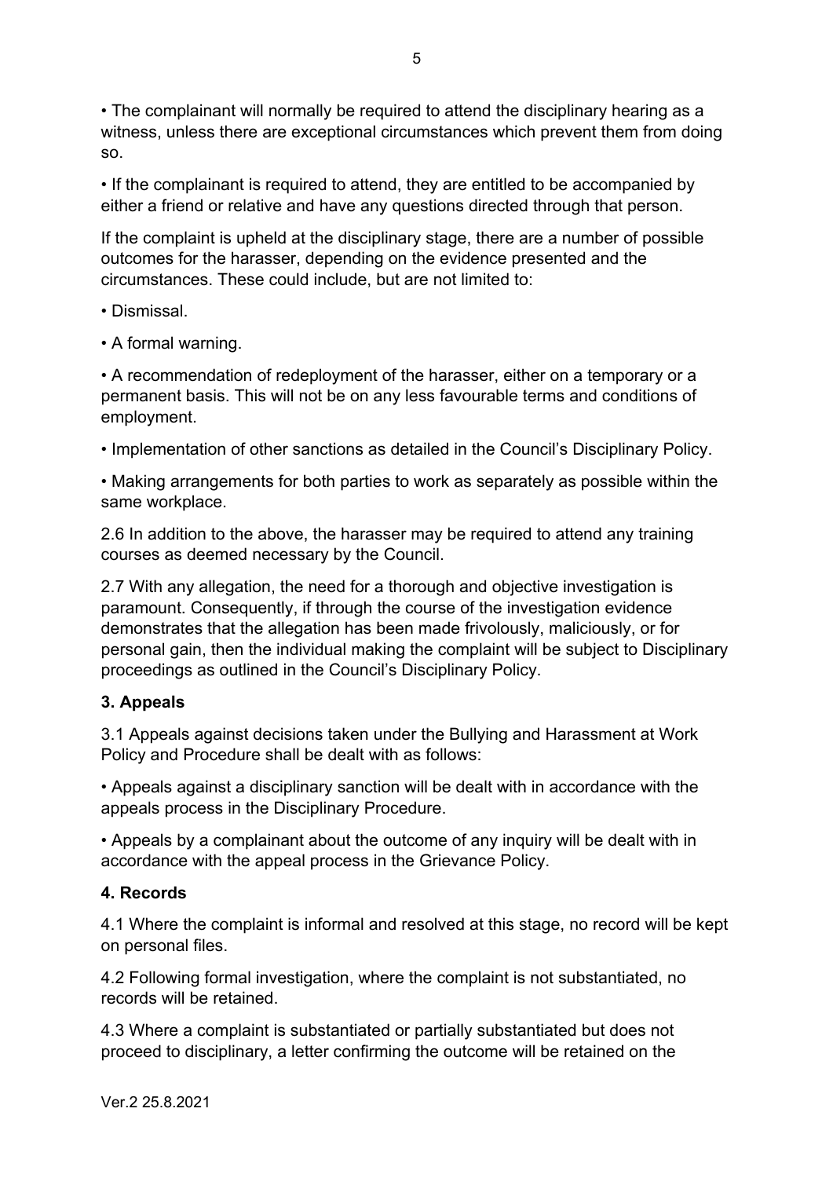• The complainant will normally be required to attend the disciplinary hearing as a witness, unless there are exceptional circumstances which prevent them from doing so.

• If the complainant is required to attend, they are entitled to be accompanied by either a friend or relative and have any questions directed through that person.

If the complaint is upheld at the disciplinary stage, there are a number of possible outcomes for the harasser, depending on the evidence presented and the circumstances. These could include, but are not limited to:

• Dismissal.

• A formal warning.

• A recommendation of redeployment of the harasser, either on a temporary or a permanent basis. This will not be on any less favourable terms and conditions of employment.

• Implementation of other sanctions as detailed in the Council's Disciplinary Policy.

• Making arrangements for both parties to work as separately as possible within the same workplace.

2.6 In addition to the above, the harasser may be required to attend any training courses as deemed necessary by the Council.

2.7 With any allegation, the need for a thorough and objective investigation is paramount. Consequently, if through the course of the investigation evidence demonstrates that the allegation has been made frivolously, maliciously, or for personal gain, then the individual making the complaint will be subject to Disciplinary proceedings as outlined in the Council's Disciplinary Policy.

## 3. Appeals

3.1 Appeals against decisions taken under the Bullying and Harassment at Work Policy and Procedure shall be dealt with as follows:

• Appeals against a disciplinary sanction will be dealt with in accordance with the appeals process in the Disciplinary Procedure.

• Appeals by a complainant about the outcome of any inquiry will be dealt with in accordance with the appeal process in the Grievance Policy.

## 4. Records

4.1 Where the complaint is informal and resolved at this stage, no record will be kept on personal files.

4.2 Following formal investigation, where the complaint is not substantiated, no records will be retained.

4.3 Where a complaint is substantiated or partially substantiated but does not proceed to disciplinary, a letter confirming the outcome will be retained on the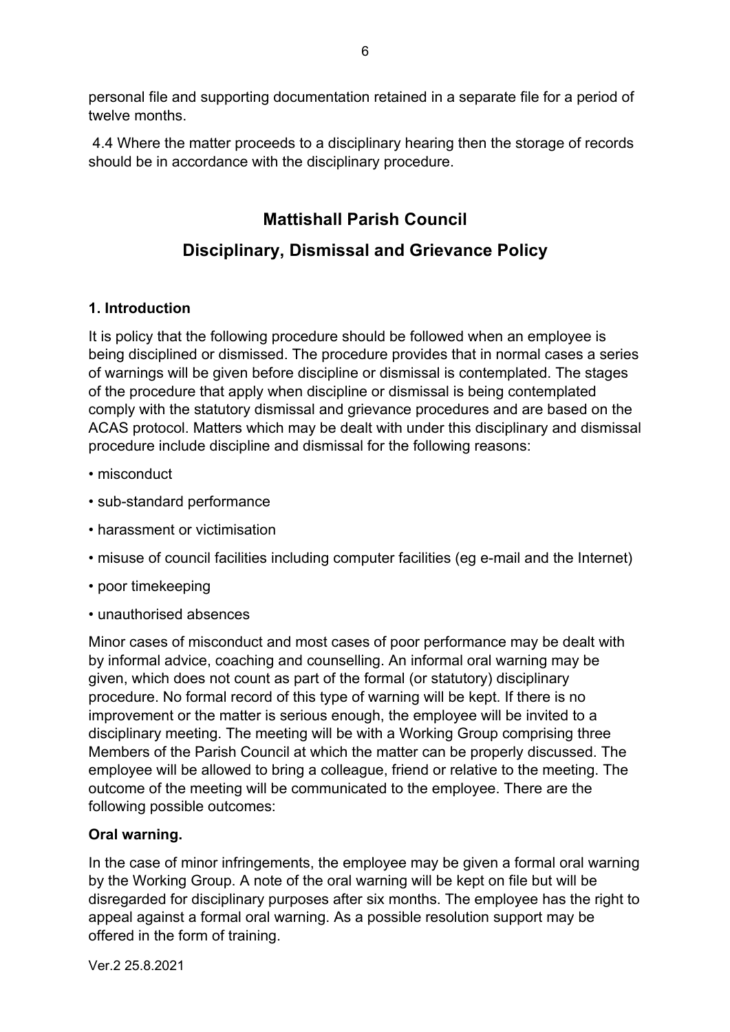personal file and supporting documentation retained in a separate file for a period of twelve months.

4.4 Where the matter proceeds to a disciplinary hearing then the storage of records should be in accordance with the disciplinary procedure.

# Mattishall Parish Council

# Disciplinary, Dismissal and Grievance Policy

### 1. Introduction

It is policy that the following procedure should be followed when an employee is being disciplined or dismissed. The procedure provides that in normal cases a series of warnings will be given before discipline or dismissal is contemplated. The stages of the procedure that apply when discipline or dismissal is being contemplated comply with the statutory dismissal and grievance procedures and are based on the ACAS protocol. Matters which may be dealt with under this disciplinary and dismissal procedure include discipline and dismissal for the following reasons:

- misconduct
- sub-standard performance
- harassment or victimisation
- misuse of council facilities including computer facilities (eg e-mail and the Internet)
- poor timekeeping
- unauthorised absences

Minor cases of misconduct and most cases of poor performance may be dealt with by informal advice, coaching and counselling. An informal oral warning may be given, which does not count as part of the formal (or statutory) disciplinary procedure. No formal record of this type of warning will be kept. If there is no improvement or the matter is serious enough, the employee will be invited to a disciplinary meeting. The meeting will be with a Working Group comprising three Members of the Parish Council at which the matter can be properly discussed. The employee will be allowed to bring a colleague, friend or relative to the meeting. The outcome of the meeting will be communicated to the employee. There are the following possible outcomes:

**Oral warning.**

In the case of minor infringements, the employee may be given a formal oral warning by the Working Group. A note of the oral warning will be kept on file but will be disregarded for disciplinary purposes after six months. The employee has the right to appeal against a formal oral warning. As a possible resolution support may be offered in the form of training.

Ver.2 25.8.2021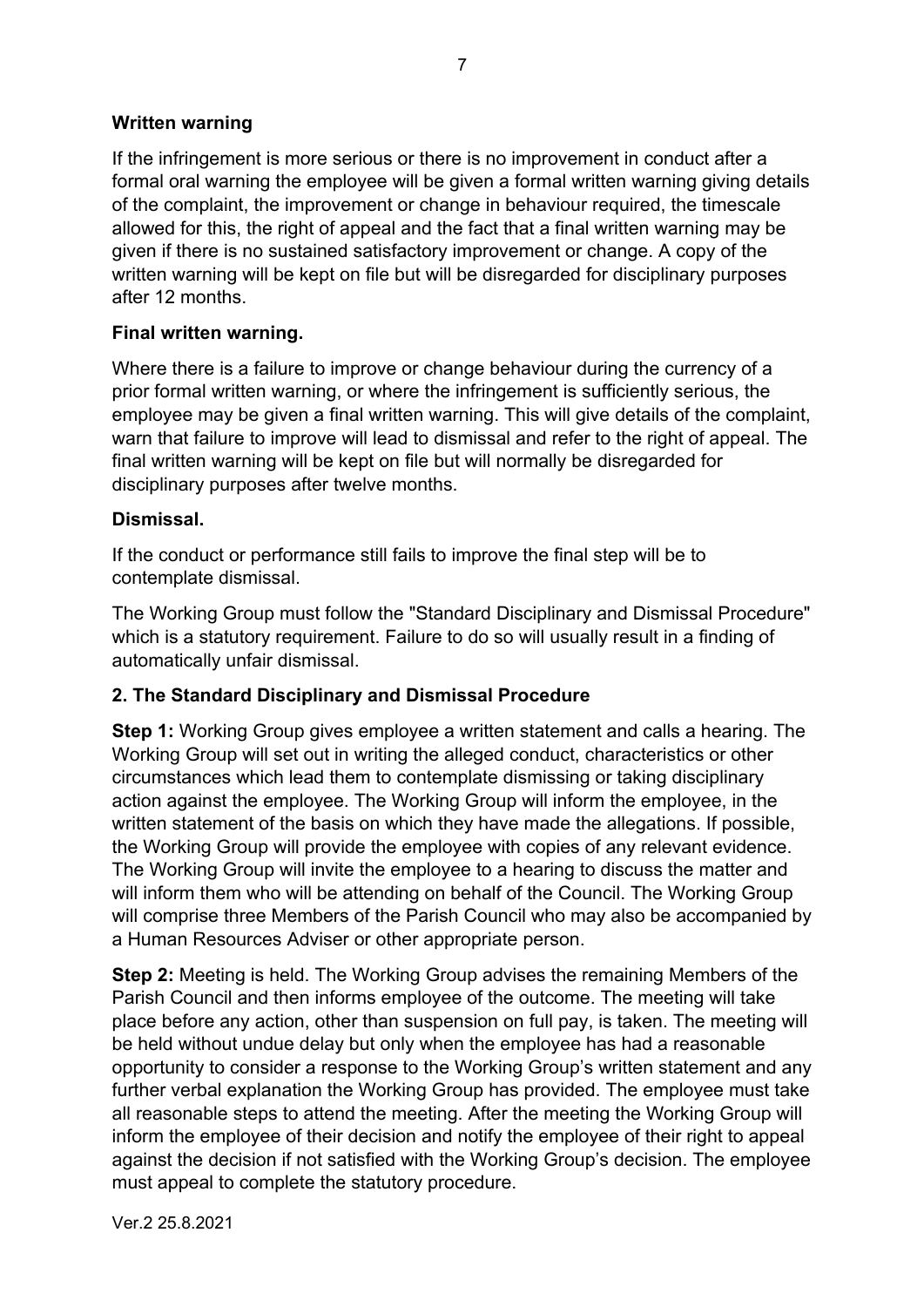**Written warning**

If the infringement is more serious or there is no improvement in conduct after a formal oral warning the employee will be given a formal written warning giving details of the complaint, the improvement or change in behaviour required, the timescale allowed for this, the right of appeal and the fact that a final written warning may be given if there is no sustained satisfactory improvement or change. A copy of the written warning will be kept on file but will be disregarded for disciplinary purposes after 12 months.

**Final written warning.**

Where there is a failure to improve or change behaviour during the currency of a prior formal written warning, or where the infringement is sufficiently serious, the employee may be given a final written warning. This will give details of the complaint, warn that failure to improve will lead to dismissal and refer to the right of appeal. The final written warning will be kept on file but will normally be disregarded for disciplinary purposes after twelve months.

**Dismissal.**

If the conduct or performance still fails to improve the final step will be to contemplate dismissal.

The Working Group must follow the "Standard Disciplinary and Dismissal Procedure" which is a statutory requirement. Failure to do so will usually result in a finding of automatically unfair dismissal.

**2. The Standard Disciplinary and Dismissal Procedure**

**Step 1:** Working Group gives employee a written statement and calls a hearing. The Working Group will set out in writing the alleged conduct, characteristics or other circumstances which lead them to contemplate dismissing or taking disciplinary action against the employee. The Working Group will inform the employee, in the written statement of the basis on which they have made the allegations. If possible, the Working Group will provide the employee with copies of any relevant evidence. The Working Group will invite the employee to a hearing to discuss the matter and will inform them who will be attending on behalf of the Council. The Working Group will comprise three Members of the Parish Council who may also be accompanied by a Human Resources Adviser or other appropriate person.

**Step 2:** Meeting is held. The Working Group advises the remaining Members of the Parish Council and then informs employee of the outcome. The meeting will take place before any action, other than suspension on full pay, is taken. The meeting will be held without undue delay but only when the employee has had a reasonable opportunity to consider a response to the Working Group's written statement and any further verbal explanation the Working Group has provided. The employee must take all reasonable steps to attend the meeting. After the meeting the Working Group will inform the employee of their decision and notify the employee of their right to appeal against the decision if not satisfied with the Working Group's decision. The employee must appeal to complete the statutory procedure.

Ver.2 25.8.2021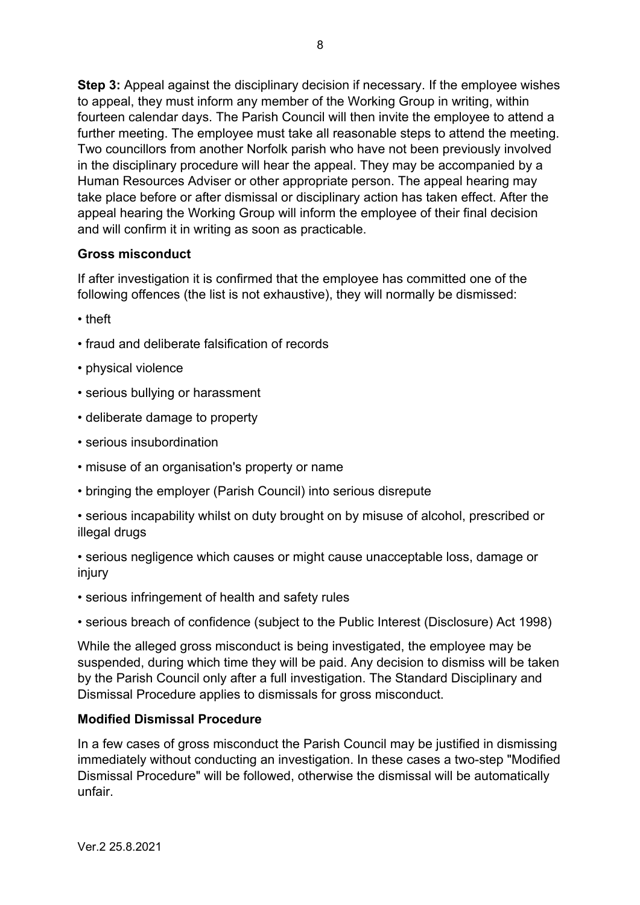**Step 3:** Appeal against the disciplinary decision if necessary. If the employee wishes to appeal, they must inform any member of the Working Group in writing, within fourteen calendar days. The Parish Council will then invite the employee to attend a further meeting. The employee must take all reasonable steps to attend the meeting. Two councillors from another Norfolk parish who have not been previously involved in the disciplinary procedure will hear the appeal. They may be accompanied by a Human Resources Adviser or other appropriate person. The appeal hearing may take place before or after dismissal or disciplinary action has taken effect. After the appeal hearing the Working Group will inform the employee of their final decision and will confirm it in writing as soon as practicable.

### Gross misconduct

If after investigation it is confirmed that the employee has committed one of the following offences (the list is not exhaustive), they will normally be dismissed:

- theft
- fraud and deliberate falsification of records
- physical violence
- serious bullying or harassment
- deliberate damage to property
- serious insubordination
- misuse of an organisation's property or name
- bringing the employer (Parish Council) into serious disrepute
- serious incapability whilst on duty brought on by misuse of alcohol, prescribed or illegal drugs
- serious negligence which causes or might cause unacceptable loss, damage or injury
- serious infringement of health and safety rules
- serious breach of confidence (subject to the Public Interest (Disclosure) Act 1998)

While the alleged gross misconduct is being investigated, the employee may be suspended, during which time they will be paid. Any decision to dismiss will be taken by the Parish Council only after a full investigation. The Standard Disciplinary and Dismissal Procedure applies to dismissals for gross misconduct.

### Modified Dismissal Procedure

In a few cases of gross misconduct the Parish Council may be justified in dismissing immediately without conducting an investigation. In these cases a two-step "Modified Dismissal Procedure" will be followed, otherwise the dismissal will be automatically unfair.

Ver.2 25.8.2021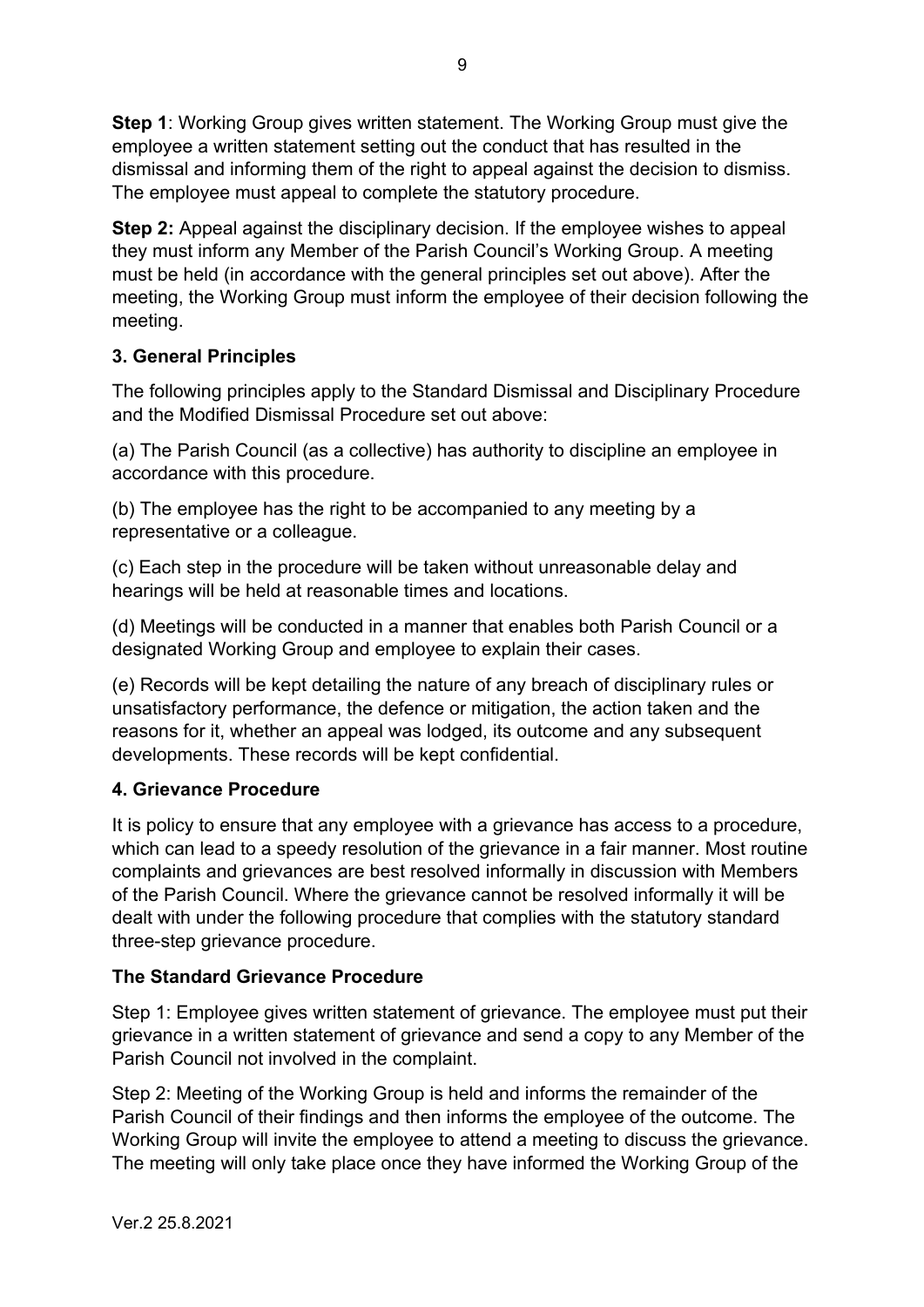**Step 1**: Working Group gives written statement. The Working Group must give the employee a written statement setting out the conduct that has resulted in the dismissal and informing them of the right to appeal against the decision to dismiss. The employee must appeal to complete the statutory procedure.

**Step 2:** Appeal against the disciplinary decision. If the employee wishes to appeal they must inform any Member of the Parish Council's Working Group. A meeting must be held (in accordance with the general principles set out above). After the meeting, the Working Group must inform the employee of their decision following the meeting.

### 3. General Principles

The following principles apply to the Standard Dismissal and Disciplinary Procedure and the Modified Dismissal Procedure set out above:

(a) The Parish Council (as a collective) has authority to discipline an employee in accordance with this procedure.

(b) The employee has the right to be accompanied to any meeting by a representative or a colleague.

(c) Each step in the procedure will be taken without unreasonable delay and hearings will be held at reasonable times and locations.

(d) Meetings will be conducted in a manner that enables both Parish Council or a designated Working Group and employee to explain their cases.

(e) Records will be kept detailing the nature of any breach of disciplinary rules or unsatisfactory performance, the defence or mitigation, the action taken and the reasons for it, whether an appeal was lodged, its outcome and any subsequent developments. These records will be kept confidential.

### 4. Grievance Procedure

It is policy to ensure that any employee with a grievance has access to a procedure, which can lead to a speedy resolution of the grievance in a fair manner. Most routine complaints and grievances are best resolved informally in discussion with Members of the Parish Council. Where the grievance cannot be resolved informally it will be dealt with under the following procedure that complies with the statutory standard three-step grievance procedure.

### The Standard Grievance Procedure

Step 1: Employee gives written statement of grievance. The employee must put their grievance in a written statement of grievance and send a copy to any Member of the Parish Council not involved in the complaint.

Step 2: Meeting of the Working Group is held and informs the remainder of the Parish Council of their findings and then informs the employee of the outcome. The Working Group will invite the employee to attend a meeting to discuss the grievance. The meeting will only take place once they have informed the Working Group of the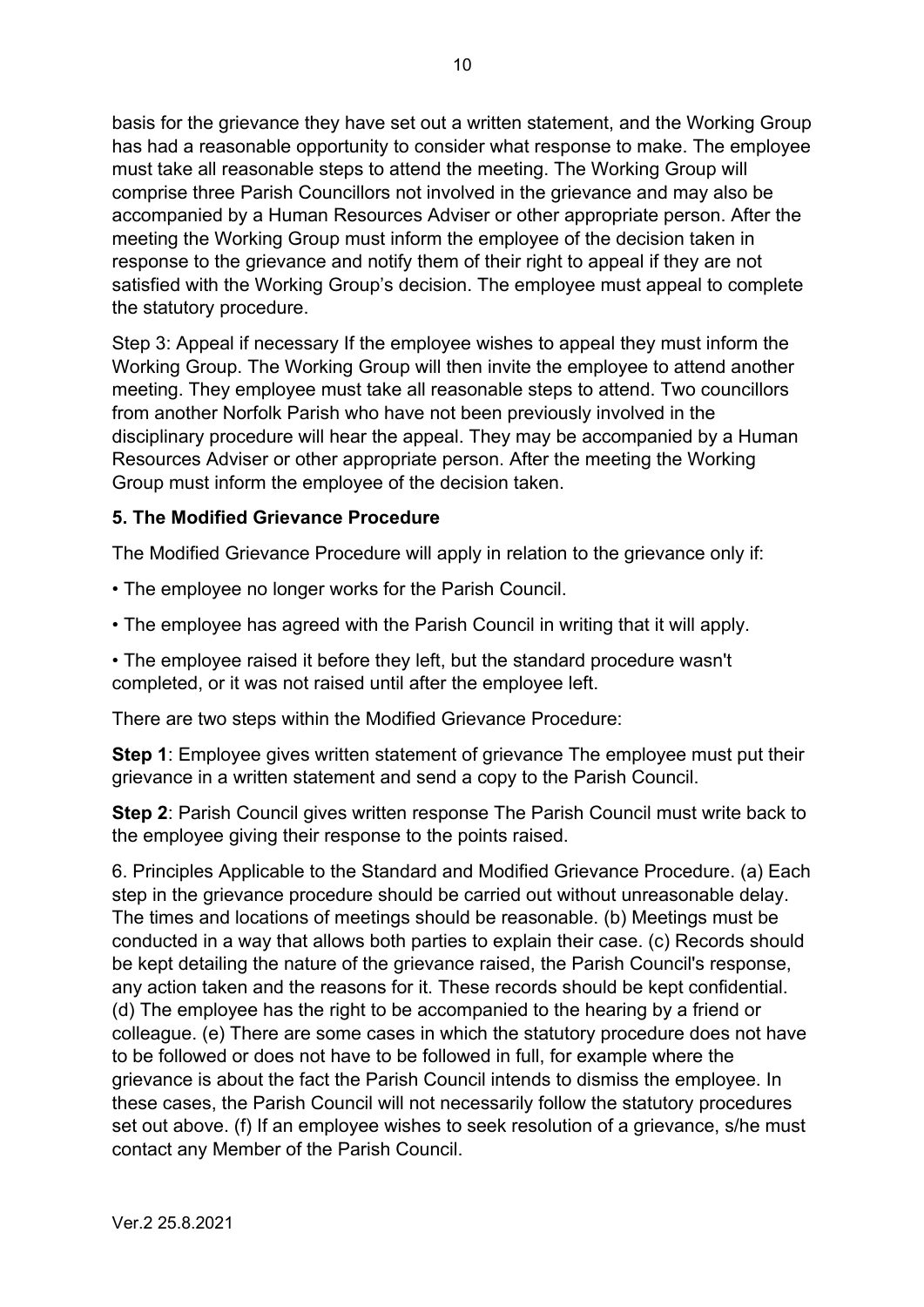basis for the grievance they have set out a written statement, and the Working Group has had a reasonable opportunity to consider what response to make. The employee must take all reasonable steps to attend the meeting. The Working Group will comprise three Parish Councillors not involved in the grievance and may also be accompanied by a Human Resources Adviser or other appropriate person. After the meeting the Working Group must inform the employee of the decision taken in response to the grievance and notify them of their right to appeal if they are not satisfied with the Working Group's decision. The employee must appeal to complete the statutory procedure.

Step 3: Appeal if necessary If the employee wishes to appeal they must inform the Working Group. The Working Group will then invite the employee to attend another meeting. They employee must take all reasonable steps to attend. Two councillors from another Norfolk Parish who have not been previously involved in the disciplinary procedure will hear the appeal. They may be accompanied by a Human Resources Adviser or other appropriate person. After the meeting the Working Group must inform the employee of the decision taken.

**5. The Modified Grievance Procedure**

The Modified Grievance Procedure will apply in relation to the grievance only if:

• The employee no longer works for the Parish Council.

• The employee has agreed with the Parish Council in writing that it will apply.

• The employee raised it before they left, but the standard procedure wasn't completed, or it was not raised until after the employee left.

There are two steps within the Modified Grievance Procedure:

**Step 1**: Employee gives written statement of grievance The employee must put their grievance in a written statement and send a copy to the Parish Council.

**Step 2**: Parish Council gives written response The Parish Council must write back to the employee giving their response to the points raised.

6. Principles Applicable to the Standard and Modified Grievance Procedure. (a) Each step in the grievance procedure should be carried out without unreasonable delay. The times and locations of meetings should be reasonable. (b) Meetings must be conducted in a way that allows both parties to explain their case. (c) Records should be kept detailing the nature of the grievance raised, the Parish Council's response, any action taken and the reasons for it. These records should be kept confidential. (d) The employee has the right to be accompanied to the hearing by a friend or colleague. (e) There are some cases in which the statutory procedure does not have to be followed or does not have to be followed in full, for example where the grievance is about the fact the Parish Council intends to dismiss the employee. In these cases, the Parish Council will not necessarily follow the statutory procedures set out above. (f) If an employee wishes to seek resolution of a grievance, s/he must contact any Member of the Parish Council.

Ver.2 25.8.2021